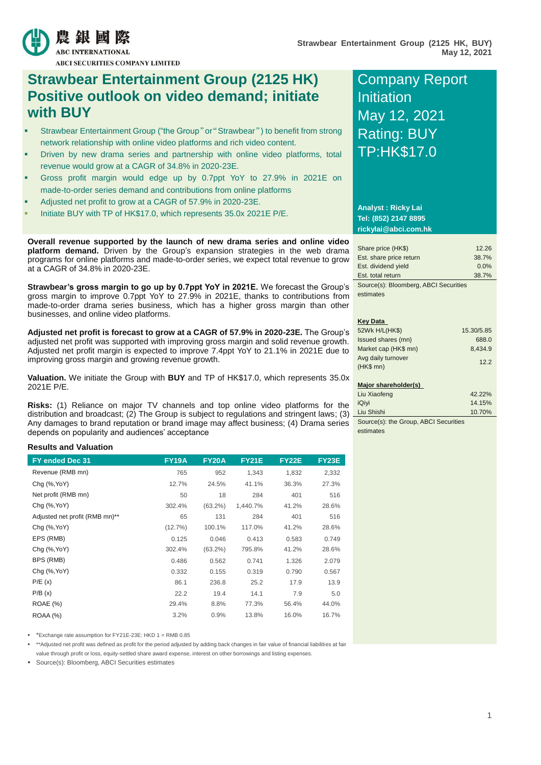# Strawbear Entertainment Group (2125 HK) Positive outlook on video demand; initiate with BUY

- Strawbear Entertainment Group ("the Group" or "Strawbear") to benefit from strong network relationship with online video platforms and rich video content.
- Driven by new drama series and partnership with online video platforms, total revenue would grow at a CAGR of 34.8% in 2020-23E.
- Gross profit margin would edge up by 0.7ppt YoY to 27.9% in 2021E on made-to-order series demand and contributions from online platforms
- Adjusted net profit to grow at a CAGR of 57.9% in 2020-23E.
- Initiate BUY with TP of HK$17.0, which represents 35.0x 2021E P/E.

**Company Report**
**Initiation**
**May 12, 2021**
**Rating: BUY**
**TP:HK$17.0**

**Analyst : Ricky Lai**
**Tel: (852) 2147 8895**
**rickylai@abci.com.hk**

| | |
|---|---|
| Share price (HK$) | 12.26 |
| Est. share price return | 38.7% |
| Est. dividend yield | 0.0% |
| Est. total return | 38.7% |

Source(s): Bloomberg, ABCI Securities estimates

**Key Data**

| | |
|---|---|
| 52Wk H/L(HK$) | 15.30/5.85 |
| Issued shares (mn) | 688.0 |
| Market cap (HK$ mn) | 8,434.9 |
| Avg daily turnover (HK$ mn) | 12.2 |

**Major shareholder(s)**

| | |
|---|---|
| Liu Xiaofeng | 42.22% |
| iQiyi | 14.15% |
| Liu Shishi | 10.70% |

Source(s): the Group, ABCI Securities estimates

**Overall revenue supported by the launch of new drama series and online video platform demand.** Driven by the Group's expansion strategies in the web drama programs for online platforms and made-to-order series, we expect total revenue to grow at a CAGR of 34.8% in 2020-23E.

**Strawbear's gross margin to go up by 0.7ppt YoY in 2021E.** We forecast the Group's gross margin to improve 0.7ppt YoY to 27.9% in 2021E, thanks to contributions from made-to-order drama series business, which has a higher gross margin than other businesses, and online video platforms.

**Adjusted net profit is forecast to grow at a CAGR of 57.9% in 2020-23E.** The Group's adjusted net profit was supported with improving gross margin and solid revenue growth. Adjusted net profit margin is expected to improve 7.4ppt YoY to 21.1% in 2021E due to improving gross margin and growing revenue growth.

**Valuation.** We initiate the Group with **BUY** and TP of HK$17.0, which represents 35.0x 2021E P/E.

**Risks:** (1) Reliance on major TV channels and top online video platforms for the distribution and broadcast; (2) The Group is subject to regulations and stringent laws; (3) Any damages to brand reputation or brand image may affect business; (4) Drama series depends on popularity and audiences' acceptance

**Results and Valuation**

| FY ended Dec 31 | FY19A | FY20A | FY21E | FY22E | FY23E |
|---|---|---|---|---|---|
| Revenue (RMB mn) | 765 | 952 | 1,343 | 1,832 | 2,332 |
| Chg (%,YoY) | 12.7% | 24.5% | 41.1% | 36.3% | 27.3% |
| Net profit (RMB mn) | 50 | 18 | 284 | 401 | 516 |
| Chg (%,YoY) | 302.4% | (63.2%) | 1,440.7% | 41.2% | 28.6% |
| Adjusted net profit (RMB mn)** | 65 | 131 | 284 | 401 | 516 |
| Chg (%,YoY) | (12.7%) | 100.1% | 117.0% | 41.2% | 28.6% |
| EPS (RMB) | 0.125 | 0.046 | 0.413 | 0.583 | 0.749 |
| Chg (%,YoY) | 302.4% | (63.2%) | 795.8% | 41.2% | 28.6% |
| BPS (RMB) | 0.486 | 0.562 | 0.741 | 1.326 | 2.079 |
| Chg (%,YoY) | 0.332 | 0.155 | 0.319 | 0.790 | 0.567 |
| P/E (x) | 86.1 | 236.8 | 25.2 | 17.9 | 13.9 |
| P/B (x) | 22.2 | 19.4 | 14.1 | 7.9 | 5.0 |
| ROAE (%) | 29.4% | 8.8% | 77.3% | 56.4% | 44.0% |
| ROAA (%) | 3.2% | 0.9% | 13.8% | 16.0% | 16.7% |

- *Exchange rate assumption for FY21E-23E: HKD 1 = RMB 0.85
- **Adjusted net profit was defined as profit for the period adjusted by adding back changes in fair value of financial liabilities at fair value through profit or loss, equity-settled share award expense, interest on other borrowings and listing expenses.
- Source(s): Bloomberg, ABCI Securities estimates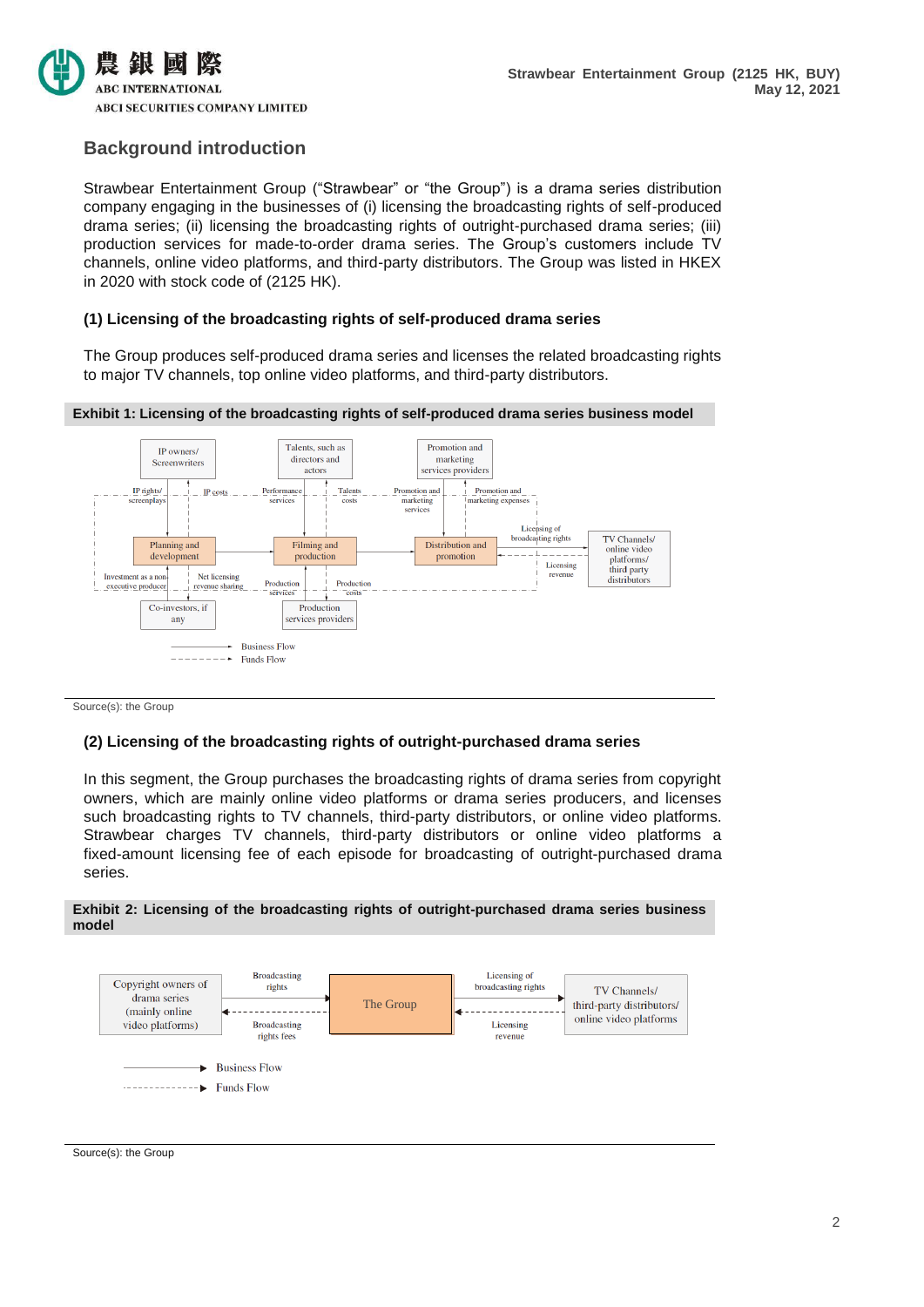## Background introduction

Strawbear Entertainment Group ("Strawbear" or "the Group") is a drama series distribution company engaging in the businesses of (i) licensing the broadcasting rights of self-produced drama series; (ii) licensing the broadcasting rights of outright-purchased drama series; (iii) production services for made-to-order drama series. The Group's customers include TV channels, online video platforms, and third-party distributors. The Group was listed in HKEX in 2020 with stock code of (2125 HK).

### (1) Licensing of the broadcasting rights of self-produced drama series

The Group produces self-produced drama series and licenses the related broadcasting rights to major TV channels, top online video platforms, and third-party distributors.

**Exhibit 1: Licensing of the broadcasting rights of self-produced drama series business model**

Source(s): the Group

### (2) Licensing of the broadcasting rights of outright-purchased drama series

In this segment, the Group purchases the broadcasting rights of drama series from copyright owners, which are mainly online video platforms or drama series producers, and licenses such broadcasting rights to TV channels, third-party distributors, or online video platforms. Strawbear charges TV channels, third-party distributors or online video platforms a fixed-amount licensing fee of each episode for broadcasting of outright-purchased drama series.

**Exhibit 2: Licensing of the broadcasting rights of outright-purchased drama series business model**

Source(s): the Group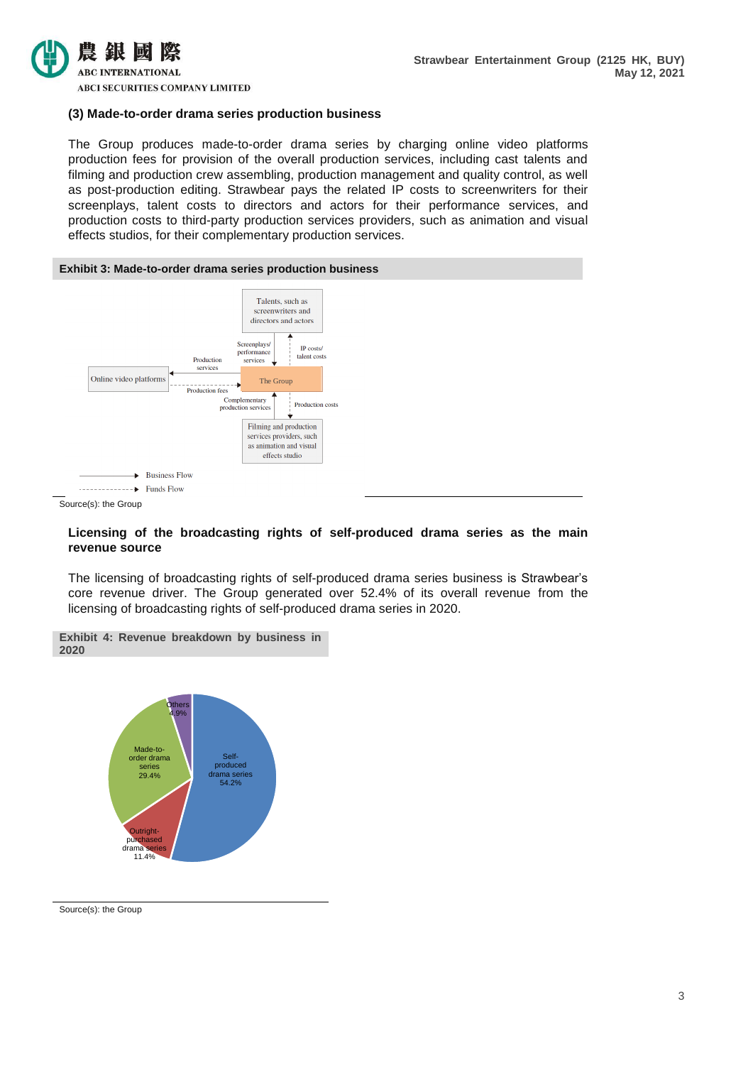### (3) Made-to-order drama series production business

The Group produces made-to-order drama series by charging online video platforms production fees for provision of the overall production services, including cast talents and filming and production crew assembling, production management and quality control, as well as post-production editing. Strawbear pays the related IP costs to screenwriters for their screenplays, talent costs to directors and actors for their performance services, and production costs to third-party production services providers, such as animation and visual effects studios, for their complementary production services.

**Exhibit 3: Made-to-order drama series production business**

Talents, such as screenwriters and directors and actors

Screenplays/ performance services

IP costs/ talent costs

Online video platforms

Production services

Production fees

The Group

Complementary production services

Production costs

Filming and production services providers, such as animation and visual effects studio

Business Flow

Funds Flow

Source(s): the Group

### Licensing of the broadcasting rights of self-produced drama series as the main revenue source

The licensing of broadcasting rights of self-produced drama series business is Strawbear's core revenue driver. The Group generated over 52.4% of its overall revenue from the licensing of broadcasting rights of self-produced drama series in 2020.

**Exhibit 4: Revenue breakdown by business in 2020**

| Business | Share |
|---|---|
| Self-produced drama series | 54.2% |
| Made-to-order drama series | 29.4% |
| Outright-purchased drama series | 11.4% |
| Others | 4.9% |

Source(s): the Group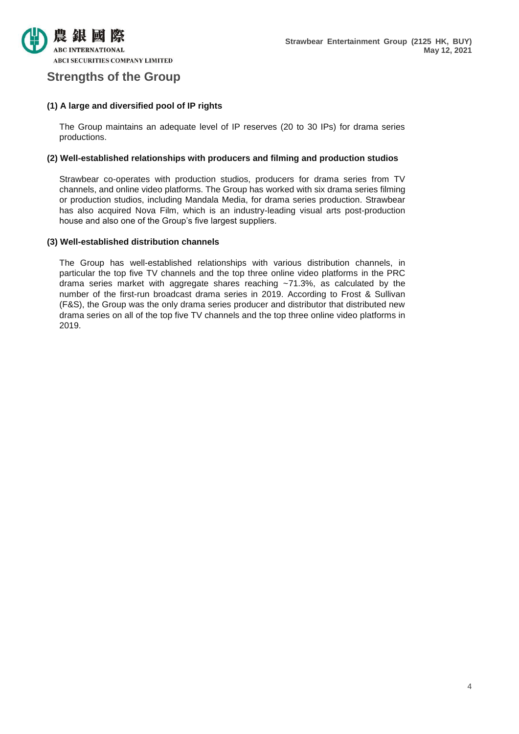## Strengths of the Group

**(1) A large and diversified pool of IP rights**

The Group maintains an adequate level of IP reserves (20 to 30 IPs) for drama series productions.

**(2) Well-established relationships with producers and filming and production studios**

Strawbear co-operates with production studios, producers for drama series from TV channels, and online video platforms. The Group has worked with six drama series filming or production studios, including Mandala Media, for drama series production. Strawbear has also acquired Nova Film, which is an industry-leading visual arts post-production house and also one of the Group's five largest suppliers.

**(3) Well-established distribution channels**

The Group has well-established relationships with various distribution channels, in particular the top five TV channels and the top three online video platforms in the PRC drama series market with aggregate shares reaching ~71.3%, as calculated by the number of the first-run broadcast drama series in 2019. According to Frost & Sullivan (F&S), the Group was the only drama series producer and distributor that distributed new drama series on all of the top five TV channels and the top three online video platforms in 2019.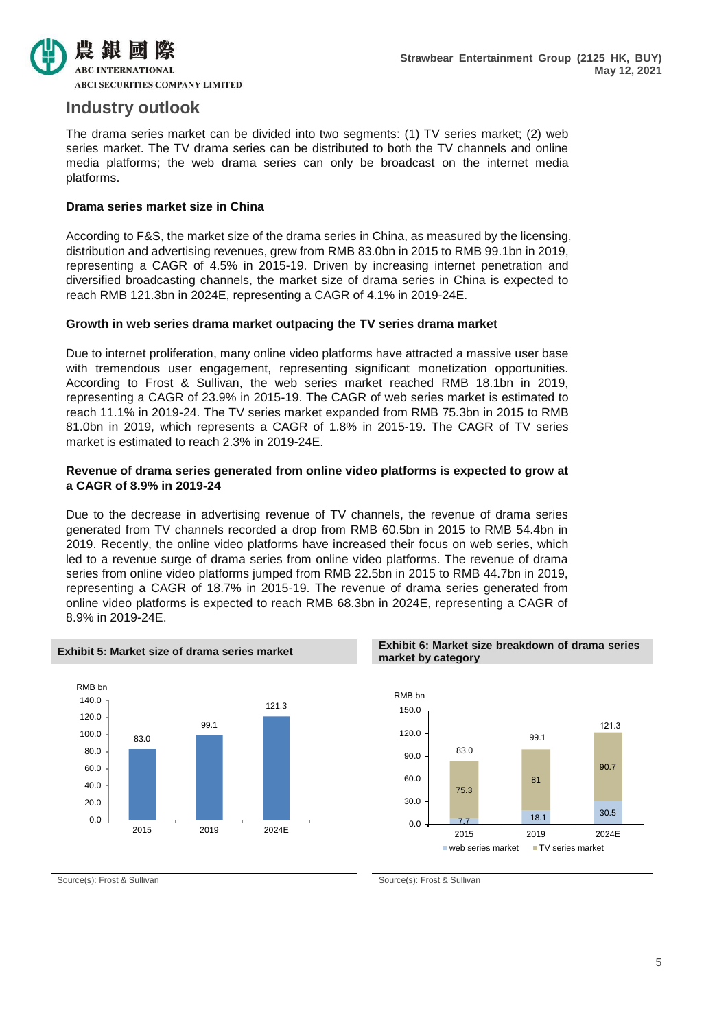## Industry outlook

The drama series market can be divided into two segments: (1) TV series market; (2) web series market. The TV drama series can be distributed to both the TV channels and online media platforms; the web drama series can only be broadcast on the internet media platforms.

### Drama series market size in China

According to F&S, the market size of the drama series in China, as measured by the licensing, distribution and advertising revenues, grew from RMB 83.0bn in 2015 to RMB 99.1bn in 2019, representing a CAGR of 4.5% in 2015-19. Driven by increasing internet penetration and diversified broadcasting channels, the market size of drama series in China is expected to reach RMB 121.3bn in 2024E, representing a CAGR of 4.1% in 2019-24E.

### Growth in web series drama market outpacing the TV series drama market

Due to internet proliferation, many online video platforms have attracted a massive user base with tremendous user engagement, representing significant monetization opportunities. According to Frost & Sullivan, the web series market reached RMB 18.1bn in 2019, representing a CAGR of 23.9% in 2015-19. The CAGR of web series market is estimated to reach 11.1% in 2019-24. The TV series market expanded from RMB 75.3bn in 2015 to RMB 81.0bn in 2019, which represents a CAGR of 1.8% in 2015-19. The CAGR of TV series market is estimated to reach 2.3% in 2019-24E.

### Revenue of drama series generated from online video platforms is expected to grow at a CAGR of 8.9% in 2019-24

Due to the decrease in advertising revenue of TV channels, the revenue of drama series generated from TV channels recorded a drop from RMB 60.5bn in 2015 to RMB 54.4bn in 2019. Recently, the online video platforms have increased their focus on web series, which led to a revenue surge of drama series from online video platforms. The revenue of drama series from online video platforms jumped from RMB 22.5bn in 2015 to RMB 44.7bn in 2019, representing a CAGR of 18.7% in 2015-19. The revenue of drama series generated from online video platforms is expected to reach RMB 68.3bn in 2024E, representing a CAGR of 8.9% in 2019-24E.

**Exhibit 5: Market size of drama series market**

| Year | Market size (RMB bn) |
|---|---|
| 2015 | 83.0 |
| 2019 | 99.1 |
| 2024E | 121.3 |

Source(s): Frost & Sullivan

**Exhibit 6: Market size breakdown of drama series market by category**

| Year (RMB bn) | web series market | TV series market | Total |
|---|---|---|---|
| 2015 | 7.7 | 75.3 | 83.0 |
| 2019 | 18.1 | 81 | 99.1 |
| 2024E | 30.5 | 90.7 | 121.3 |

Source(s): Frost & Sullivan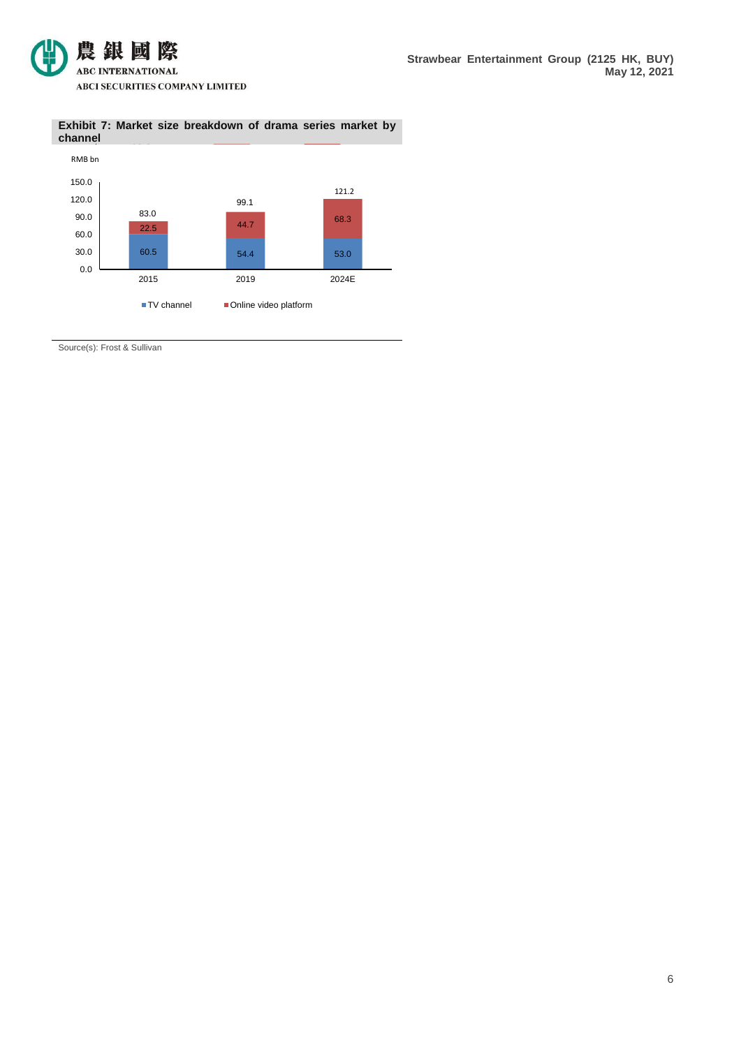**Exhibit 7: Market size breakdown of drama series market by channel**

RMB bn

| | 2015 | 2019 | 2024E |
|---|---|---|---|
| TV channel | 60.5 | 54.4 | 53.0 |
| Online video platform | 22.5 | 44.7 | 68.3 |
| Total | 83.0 | 99.1 | 121.2 |

Source(s): Frost & Sullivan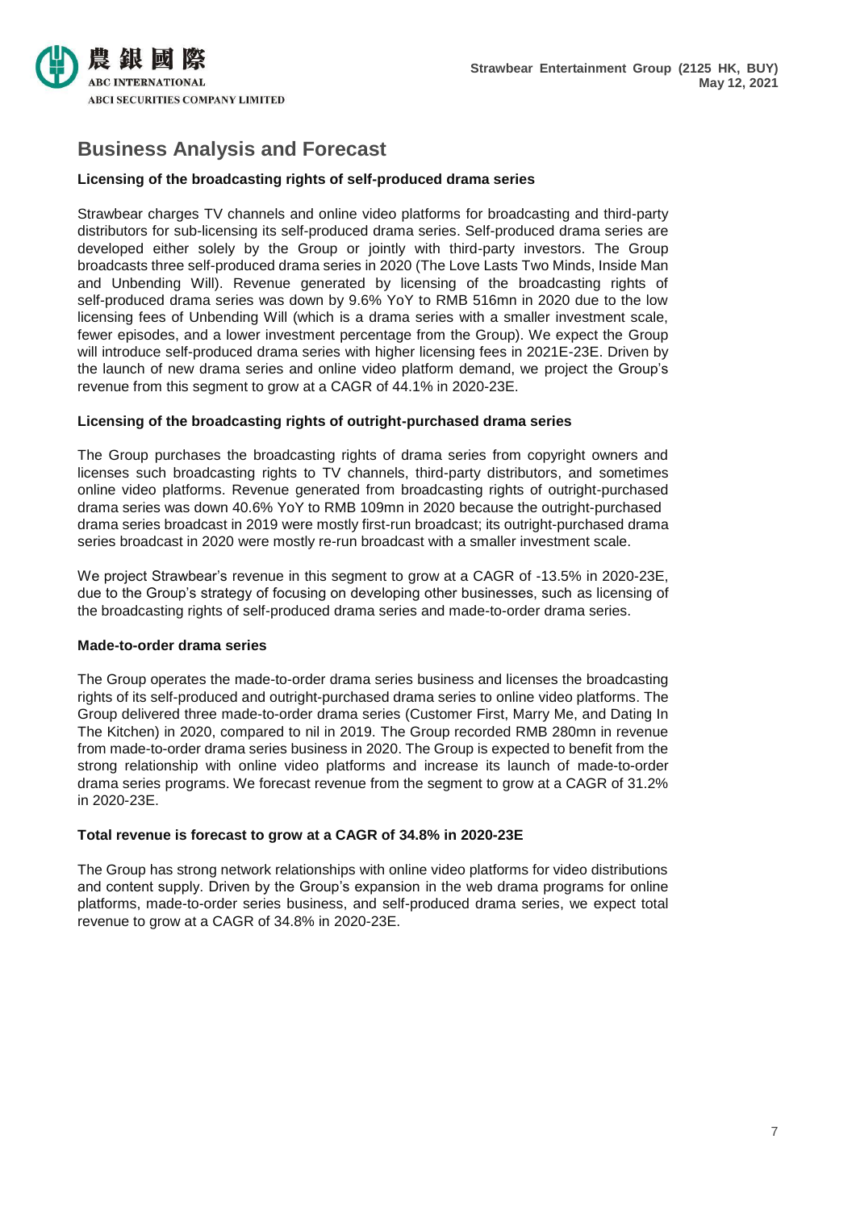# Business Analysis and Forecast

**Licensing of the broadcasting rights of self-produced drama series**

Strawbear charges TV channels and online video platforms for broadcasting and third-party distributors for sub-licensing its self-produced drama series. Self-produced drama series are developed either solely by the Group or jointly with third-party investors. The Group broadcasts three self-produced drama series in 2020 (The Love Lasts Two Minds, Inside Man and Unbending Will). Revenue generated by licensing of the broadcasting rights of self-produced drama series was down by 9.6% YoY to RMB 516mn in 2020 due to the low licensing fees of Unbending Will (which is a drama series with a smaller investment scale, fewer episodes, and a lower investment percentage from the Group). We expect the Group will introduce self-produced drama series with higher licensing fees in 2021E-23E. Driven by the launch of new drama series and online video platform demand, we project the Group's revenue from this segment to grow at a CAGR of 44.1% in 2020-23E.

**Licensing of the broadcasting rights of outright-purchased drama series**

The Group purchases the broadcasting rights of drama series from copyright owners and licenses such broadcasting rights to TV channels, third-party distributors, and sometimes online video platforms. Revenue generated from broadcasting rights of outright-purchased drama series was down 40.6% YoY to RMB 109mn in 2020 because the outright-purchased drama series broadcast in 2019 were mostly first-run broadcast; its outright-purchased drama series broadcast in 2020 were mostly re-run broadcast with a smaller investment scale.

We project Strawbear's revenue in this segment to grow at a CAGR of -13.5% in 2020-23E, due to the Group's strategy of focusing on developing other businesses, such as licensing of the broadcasting rights of self-produced drama series and made-to-order drama series.

**Made-to-order drama series**

The Group operates the made-to-order drama series business and licenses the broadcasting rights of its self-produced and outright-purchased drama series to online video platforms. The Group delivered three made-to-order drama series (Customer First, Marry Me, and Dating In The Kitchen) in 2020, compared to nil in 2019. The Group recorded RMB 280mn in revenue from made-to-order drama series business in 2020. The Group is expected to benefit from the strong relationship with online video platforms and increase its launch of made-to-order drama series programs. We forecast revenue from the segment to grow at a CAGR of 31.2% in 2020-23E.

**Total revenue is forecast to grow at a CAGR of 34.8% in 2020-23E**

The Group has strong network relationships with online video platforms for video distributions and content supply. Driven by the Group's expansion in the web drama programs for online platforms, made-to-order series business, and self-produced drama series, we expect total revenue to grow at a CAGR of 34.8% in 2020-23E.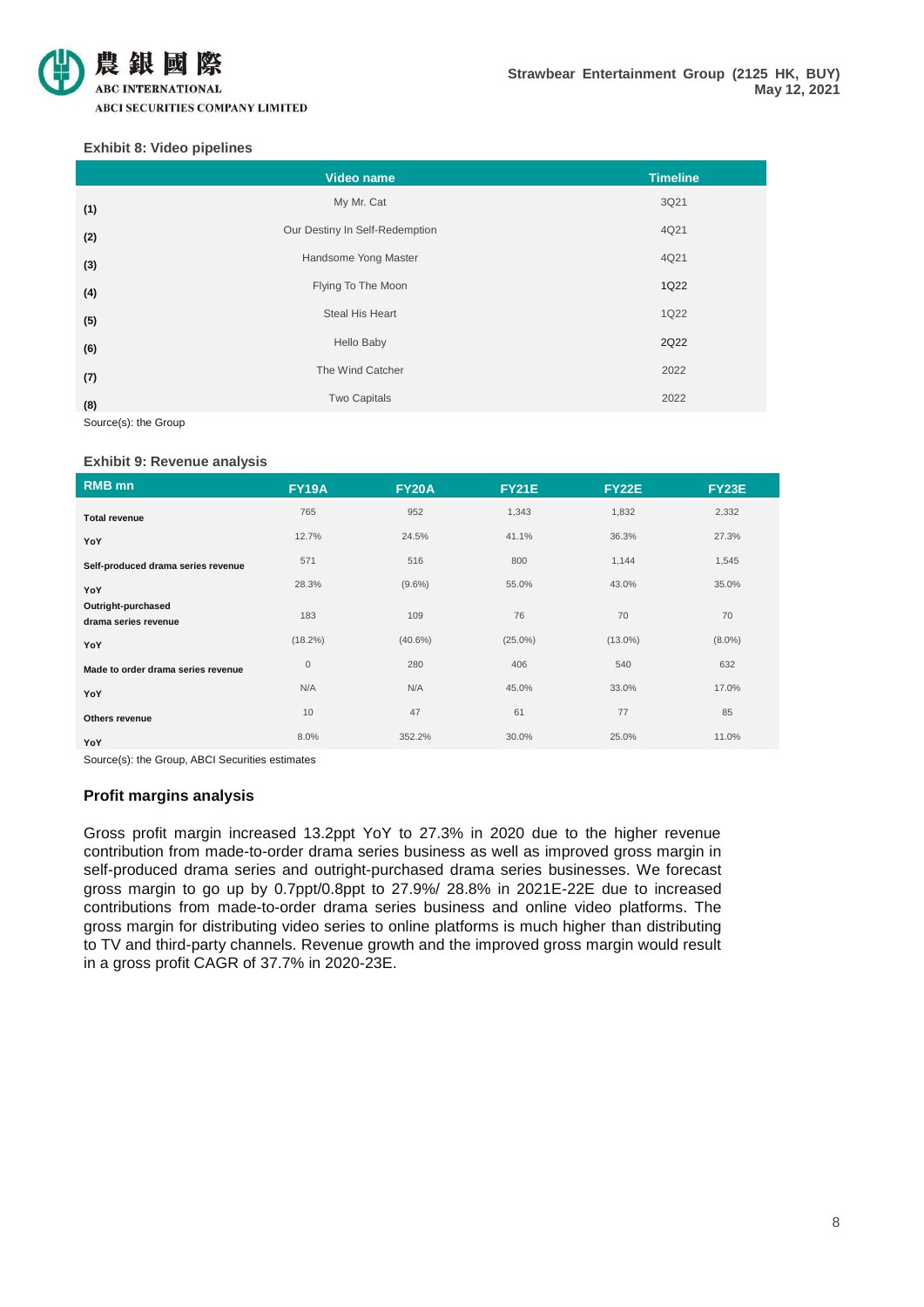**Exhibit 8: Video pipelines**

| | Video name | Timeline |
|---|---|---|
| (1) | My Mr. Cat | 3Q21 |
| (2) | Our Destiny In Self-Redemption | 4Q21 |
| (3) | Handsome Yong Master | 4Q21 |
| (4) | Flying To The Moon | 1Q22 |
| (5) | Steal His Heart | 1Q22 |
| (6) | Hello Baby | 2Q22 |
| (7) | The Wind Catcher | 2022 |
| (8) | Two Capitals | 2022 |

Source(s): the Group

**Exhibit 9: Revenue analysis**

| RMB mn | FY19A | FY20A | FY21E | FY22E | FY23E |
|---|---|---|---|---|---|
| **Total revenue** | 765 | 952 | 1,343 | 1,832 | 2,332 |
| **YoY** | 12.7% | 24.5% | 41.1% | 36.3% | 27.3% |
| **Self-produced drama series revenue** | 571 | 516 | 800 | 1,144 | 1,545 |
| **YoY** | 28.3% | (9.6%) | 55.0% | 43.0% | 35.0% |
| **Outright-purchased drama series revenue** | 183 | 109 | 76 | 70 | 70 |
| **YoY** | (18.2%) | (40.6%) | (25.0%) | (13.0%) | (8.0%) |
| **Made to order drama series revenue** | 0 | 280 | 406 | 540 | 632 |
| **YoY** | N/A | N/A | 45.0% | 33.0% | 17.0% |
| **Others revenue** | 10 | 47 | 61 | 77 | 85 |
| **YoY** | 8.0% | 352.2% | 30.0% | 25.0% | 11.0% |

Source(s): the Group, ABCI Securities estimates

## Profit margins analysis

Gross profit margin increased 13.2ppt YoY to 27.3% in 2020 due to the higher revenue contribution from made-to-order drama series business as well as improved gross margin in self-produced drama series and outright-purchased drama series businesses. We forecast gross margin to go up by 0.7ppt/0.8ppt to 27.9%/ 28.8% in 2021E-22E due to increased contributions from made-to-order drama series business and online video platforms. The gross margin for distributing video series to online platforms is much higher than distributing to TV and third-party channels. Revenue growth and the improved gross margin would result in a gross profit CAGR of 37.7% in 2020-23E.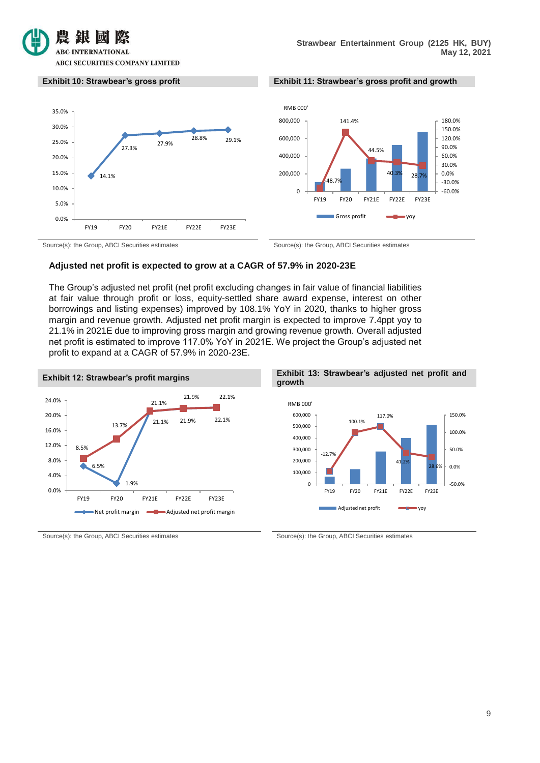Exhibit 10: Strawbear's gross profit

| | FY19 | FY20 | FY21E | FY22E | FY23E |
|---|---|---|---|---|---|
| Gross profit margin | 14.1% | 27.3% | 27.9% | 28.8% | 29.1% |

Source(s): the Group, ABCI Securities estimates

Exhibit 11: Strawbear's gross profit and growth

| | FY19 | FY20 | FY21E | FY22E | FY23E |
|---|---|---|---|---|---|
| yoy | -48.7% | 141.4% | 44.5% | 40.3% | 28.7% |

Source(s): the Group, ABCI Securities estimates

## Adjusted net profit is expected to grow at a CAGR of 57.9% in 2020-23E

The Group's adjusted net profit (net profit excluding changes in fair value of financial liabilities at fair value through profit or loss, equity-settled share award expense, interest on other borrowings and listing expenses) improved by 108.1% YoY in 2020, thanks to higher gross margin and revenue growth. Adjusted net profit margin is expected to improve 7.4ppt yoy to 21.1% in 2021E due to improving gross margin and growing revenue growth. Overall adjusted net profit is estimated to improve 117.0% YoY in 2021E. We project the Group's adjusted net profit to expand at a CAGR of 57.9% in 2020-23E.

Exhibit 12: Strawbear's profit margins

| | FY19 | FY20 | FY21E | FY22E | FY23E |
|---|---|---|---|---|---|
| Net profit margin | 6.5% | 1.9% | 21.1% | 21.9% | 22.1% |
| Adjusted net profit margin | 8.5% | 13.7% | 21.1% | 21.9% | 22.1% |

Source(s): the Group, ABCI Securities estimates

Exhibit 13: Strawbear's adjusted net profit and growth

| | FY19 | FY20 | FY21E | FY22E | FY23E |
|---|---|---|---|---|---|
| yoy | -12.7% | 100.1% | 117.0% | 41.2% | 28.6% |

Source(s): the Group, ABCI Securities estimates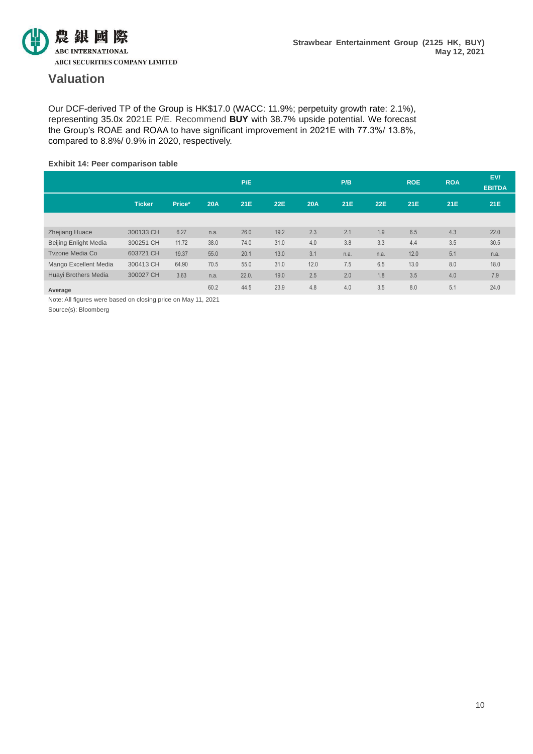## Valuation

Our DCF-derived TP of the Group is HK$17.0 (WACC: 11.9%; perpetuity growth rate: 2.1%), representing 35.0x 2021E P/E. Recommend **BUY** with 38.7% upside potential. We forecast the Group's ROAE and ROAA to have significant improvement in 2021E with 77.3%/ 13.8%, compared to 8.8%/ 0.9% in 2020, respectively.

**Exhibit 14: Peer comparison table**

| | | | P/E | | | P/B | | | ROE | ROA | EV/ EBITDA |
|---|---|---|---|---|---|---|---|---|---|---|---|
| | Ticker | Price* | 20A | 21E | 22E | 20A | 21E | 22E | 21E | 21E | 21E |
| Zhejiang Huace | 300133 CH | 6.27 | n.a. | 26.0 | 19.2 | 2.3 | 2.1 | 1.9 | 6.5 | 4.3 | 22.0 |
| Beijing Enlight Media | 300251 CH | 11.72 | 38.0 | 74.0 | 31.0 | 4.0 | 3.8 | 3.3 | 4.4 | 3.5 | 30.5 |
| Tvzone Media Co | 603721 CH | 19.37 | 55.0 | 20.1 | 13.0 | 3.1 | n.a. | n.a. | 12.0 | 5.1 | n.a. |
| Mango Excellent Media | 300413 CH | 64.90 | 70.5 | 55.0 | 31.0 | 12.0 | 7.5 | 6.5 | 13.0 | 8.0 | 18.0 |
| Huayi Brothers Media | 300027 CH | 3.63 | n.a. | 22.0. | 19.0 | 2.5 | 2.0 | 1.8 | 3.5 | 4.0 | 7.9 |
| **Average** | | | 60.2 | 44.5 | 23.9 | 4.8 | 4.0 | 3.5 | 8.0 | 5.1 | 24.0 |

Note: All figures were based on closing price on May 11, 2021

Source(s): Bloomberg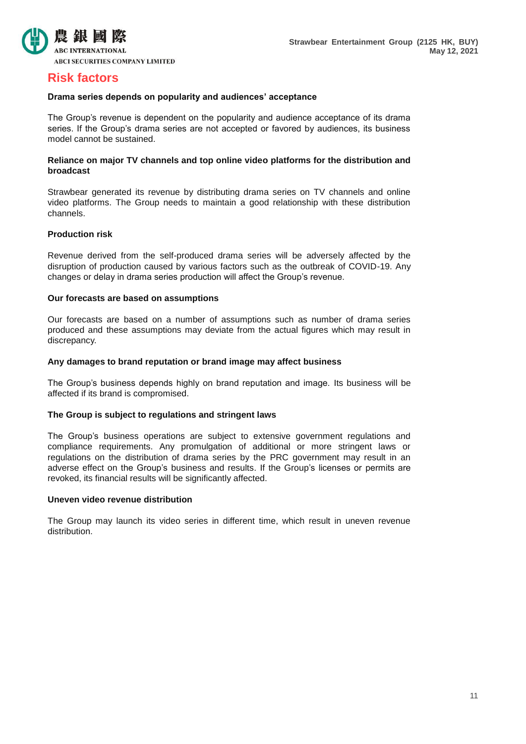# Risk factors

**Drama series depends on popularity and audiences' acceptance**

The Group's revenue is dependent on the popularity and audience acceptance of its drama series. If the Group's drama series are not accepted or favored by audiences, its business model cannot be sustained.

**Reliance on major TV channels and top online video platforms for the distribution and broadcast**

Strawbear generated its revenue by distributing drama series on TV channels and online video platforms. The Group needs to maintain a good relationship with these distribution channels.

**Production risk**

Revenue derived from the self-produced drama series will be adversely affected by the disruption of production caused by various factors such as the outbreak of COVID-19. Any changes or delay in drama series production will affect the Group's revenue.

**Our forecasts are based on assumptions**

Our forecasts are based on a number of assumptions such as number of drama series produced and these assumptions may deviate from the actual figures which may result in discrepancy.

**Any damages to brand reputation or brand image may affect business**

The Group's business depends highly on brand reputation and image. Its business will be affected if its brand is compromised.

**The Group is subject to regulations and stringent laws**

The Group's business operations are subject to extensive government regulations and compliance requirements. Any promulgation of additional or more stringent laws or regulations on the distribution of drama series by the PRC government may result in an adverse effect on the Group's business and results. If the Group's licenses or permits are revoked, its financial results will be significantly affected.

**Uneven video revenue distribution**

The Group may launch its video series in different time, which result in uneven revenue distribution.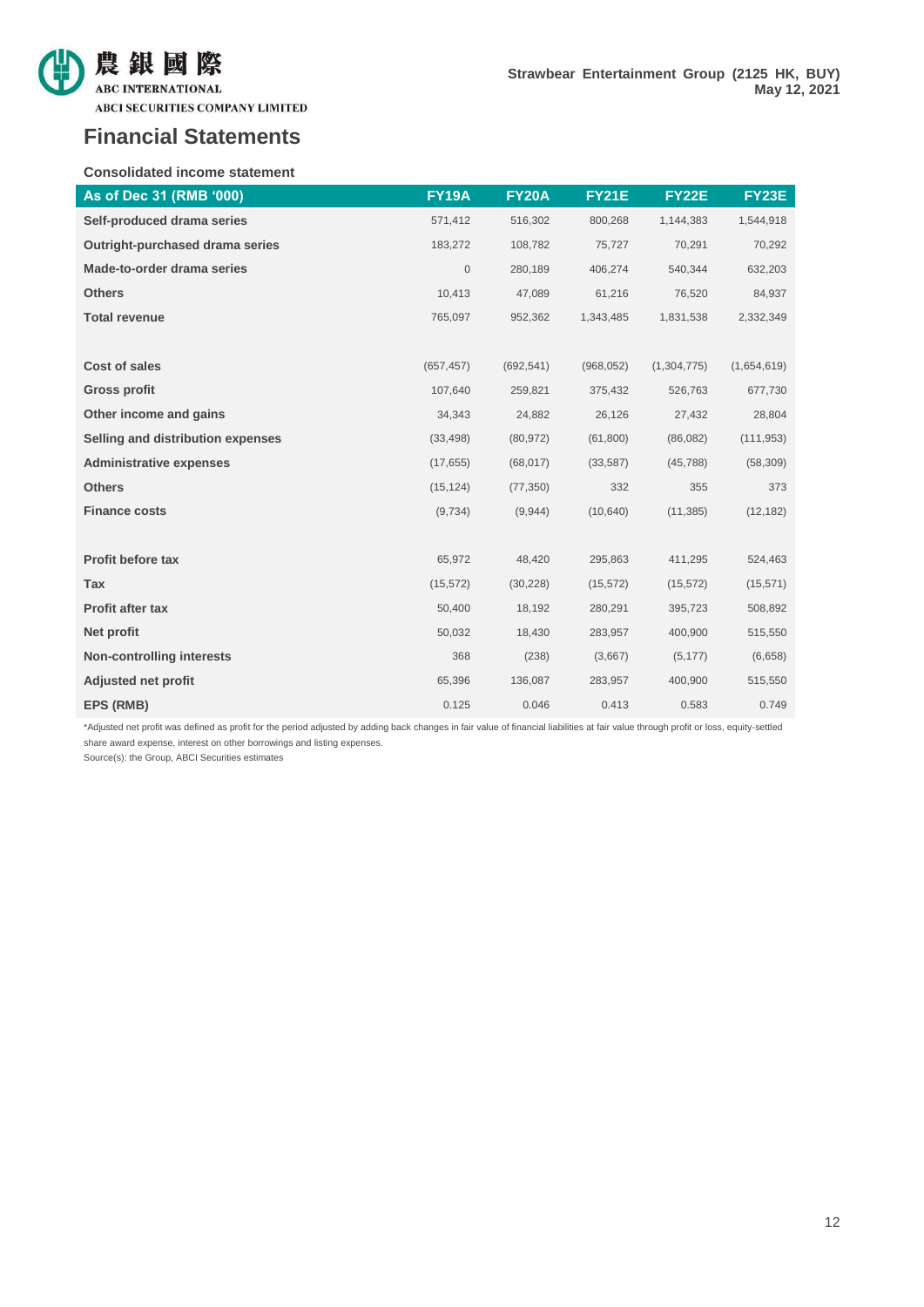## Financial Statements

**Consolidated income statement**

| As of Dec 31 (RMB '000) | FY19A | FY20A | FY21E | FY22E | FY23E |
|---|---|---|---|---|---|
| Self-produced drama series | 571,412 | 516,302 | 800,268 | 1,144,383 | 1,544,918 |
| Outright-purchased drama series | 183,272 | 108,782 | 75,727 | 70,291 | 70,292 |
| Made-to-order drama series | 0 | 280,189 | 406,274 | 540,344 | 632,203 |
| Others | 10,413 | 47,089 | 61,216 | 76,520 | 84,937 |
| Total revenue | 765,097 | 952,362 | 1,343,485 | 1,831,538 | 2,332,349 |
| | | | | | |
| Cost of sales | (657,457) | (692,541) | (968,052) | (1,304,775) | (1,654,619) |
| Gross profit | 107,640 | 259,821 | 375,432 | 526,763 | 677,730 |
| Other income and gains | 34,343 | 24,882 | 26,126 | 27,432 | 28,804 |
| Selling and distribution expenses | (33,498) | (80,972) | (61,800) | (86,082) | (111,953) |
| Administrative expenses | (17,655) | (68,017) | (33,587) | (45,788) | (58,309) |
| Others | (15,124) | (77,350) | 332 | 355 | 373 |
| Finance costs | (9,734) | (9,944) | (10,640) | (11,385) | (12,182) |
| | | | | | |
| Profit before tax | 65,972 | 48,420 | 295,863 | 411,295 | 524,463 |
| Tax | (15,572) | (30,228) | (15,572) | (15,572) | (15,571) |
| Profit after tax | 50,400 | 18,192 | 280,291 | 395,723 | 508,892 |
| Net profit | 50,032 | 18,430 | 283,957 | 400,900 | 515,550 |
| Non-controlling interests | 368 | (238) | (3,667) | (5,177) | (6,658) |
| Adjusted net profit | 65,396 | 136,087 | 283,957 | 400,900 | 515,550 |
| EPS (RMB) | 0.125 | 0.046 | 0.413 | 0.583 | 0.749 |

*Adjusted net profit was defined as profit for the period adjusted by adding back changes in fair value of financial liabilities at fair value through profit or loss, equity-settled share award expense, interest on other borrowings and listing expenses.

Source(s): the Group, ABCI Securities estimates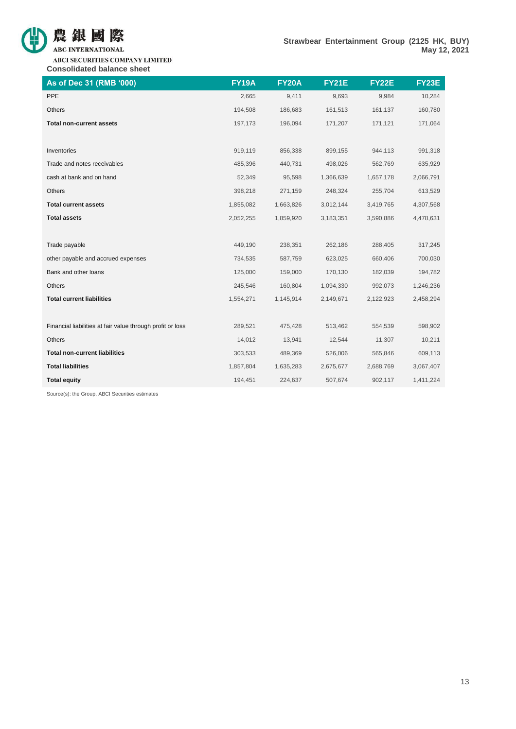## Consolidated balance sheet

| As of Dec 31 (RMB '000) | FY19A | FY20A | FY21E | FY22E | FY23E |
|---|---|---|---|---|---|
| PPE | 2,665 | 9,411 | 9,693 | 9,984 | 10,284 |
| Others | 194,508 | 186,683 | 161,513 | 161,137 | 160,780 |
| **Total non-current assets** | 197,173 | 196,094 | 171,207 | 171,121 | 171,064 |
| | | | | | |
| Inventories | 919,119 | 856,338 | 899,155 | 944,113 | 991,318 |
| Trade and notes receivables | 485,396 | 440,731 | 498,026 | 562,769 | 635,929 |
| cash at bank and on hand | 52,349 | 95,598 | 1,366,639 | 1,657,178 | 2,066,791 |
| Others | 398,218 | 271,159 | 248,324 | 255,704 | 613,529 |
| **Total current assets** | 1,855,082 | 1,663,826 | 3,012,144 | 3,419,765 | 4,307,568 |
| **Total assets** | 2,052,255 | 1,859,920 | 3,183,351 | 3,590,886 | 4,478,631 |
| | | | | | |
| Trade payable | 449,190 | 238,351 | 262,186 | 288,405 | 317,245 |
| other payable and accrued expenses | 734,535 | 587,759 | 623,025 | 660,406 | 700,030 |
| Bank and other loans | 125,000 | 159,000 | 170,130 | 182,039 | 194,782 |
| Others | 245,546 | 160,804 | 1,094,330 | 992,073 | 1,246,236 |
| **Total current liabilities** | 1,554,271 | 1,145,914 | 2,149,671 | 2,122,923 | 2,458,294 |
| | | | | | |
| Financial liabilities at fair value through profit or loss | 289,521 | 475,428 | 513,462 | 554,539 | 598,902 |
| Others | 14,012 | 13,941 | 12,544 | 11,307 | 10,211 |
| **Total non-current liabilities** | 303,533 | 489,369 | 526,006 | 565,846 | 609,113 |
| **Total liabilities** | 1,857,804 | 1,635,283 | 2,675,677 | 2,688,769 | 3,067,407 |
| **Total equity** | 194,451 | 224,637 | 507,674 | 902,117 | 1,411,224 |

Source(s): the Group, ABCI Securities estimates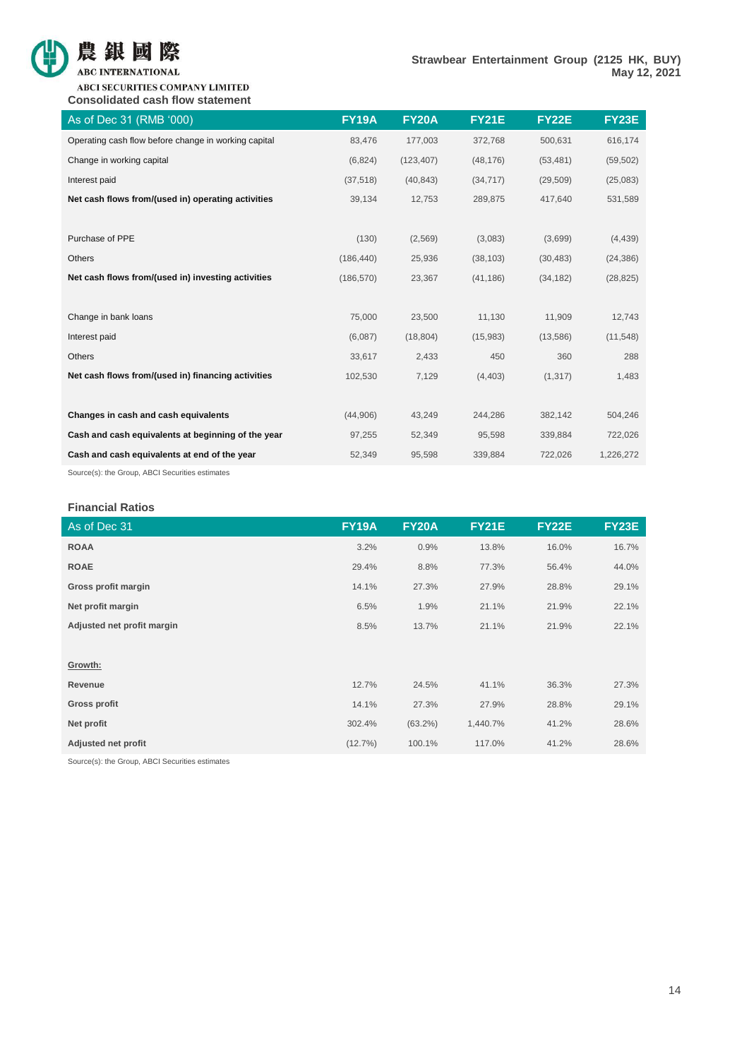## Consolidated cash flow statement

| As of Dec 31 (RMB '000) | FY19A | FY20A | FY21E | FY22E | FY23E |
|---|---|---|---|---|---|
| Operating cash flow before change in working capital | 83,476 | 177,003 | 372,768 | 500,631 | 616,174 |
| Change in working capital | (6,824) | (123,407) | (48,176) | (53,481) | (59,502) |
| Interest paid | (37,518) | (40,843) | (34,717) | (29,509) | (25,083) |
| **Net cash flows from/(used in) operating activities** | 39,134 | 12,753 | 289,875 | 417,640 | 531,589 |
| | | | | | |
| Purchase of PPE | (130) | (2,569) | (3,083) | (3,699) | (4,439) |
| Others | (186,440) | 25,936 | (38,103) | (30,483) | (24,386) |
| **Net cash flows from/(used in) investing activities** | (186,570) | 23,367 | (41,186) | (34,182) | (28,825) |
| | | | | | |
| Change in bank loans | 75,000 | 23,500 | 11,130 | 11,909 | 12,743 |
| Interest paid | (6,087) | (18,804) | (15,983) | (13,586) | (11,548) |
| Others | 33,617 | 2,433 | 450 | 360 | 288 |
| **Net cash flows from/(used in) financing activities** | 102,530 | 7,129 | (4,403) | (1,317) | 1,483 |
| | | | | | |
| **Changes in cash and cash equivalents** | (44,906) | 43,249 | 244,286 | 382,142 | 504,246 |
| **Cash and cash equivalents at beginning of the year** | 97,255 | 52,349 | 95,598 | 339,884 | 722,026 |
| **Cash and cash equivalents at end of the year** | 52,349 | 95,598 | 339,884 | 722,026 | 1,226,272 |

Source(s): the Group, ABCI Securities estimates

## Financial Ratios

| As of Dec 31 | FY19A | FY20A | FY21E | FY22E | FY23E |
|---|---|---|---|---|---|
| **ROAA** | 3.2% | 0.9% | 13.8% | 16.0% | 16.7% |
| **ROAE** | 29.4% | 8.8% | 77.3% | 56.4% | 44.0% |
| **Gross profit margin** | 14.1% | 27.3% | 27.9% | 28.8% | 29.1% |
| **Net profit margin** | 6.5% | 1.9% | 21.1% | 21.9% | 22.1% |
| **Adjusted net profit margin** | 8.5% | 13.7% | 21.1% | 21.9% | 22.1% |
| | | | | | |
| **Growth:** | | | | | |
| **Revenue** | 12.7% | 24.5% | 41.1% | 36.3% | 27.3% |
| **Gross profit** | 14.1% | 27.3% | 27.9% | 28.8% | 29.1% |
| **Net profit** | 302.4% | (63.2%) | 1,440.7% | 41.2% | 28.6% |
| **Adjusted net profit** | (12.7%) | 100.1% | 117.0% | 41.2% | 28.6% |

Source(s): the Group, ABCI Securities estimates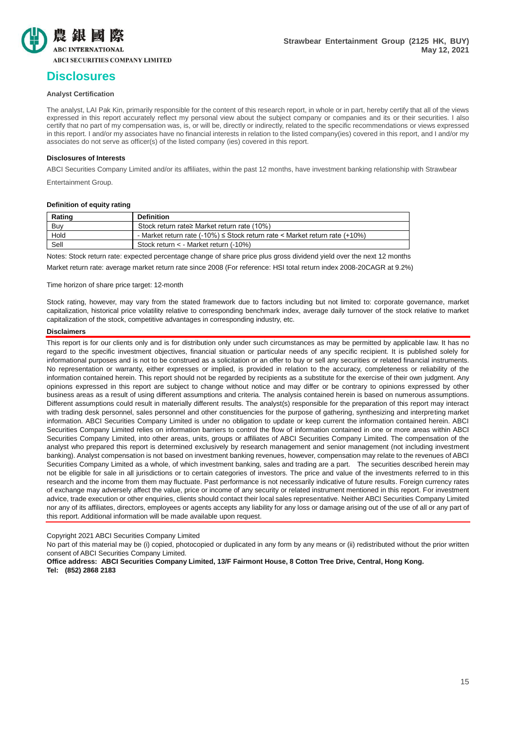# Disclosures

### Analyst Certification

The analyst, LAI Pak Kin, primarily responsible for the content of this research report, in whole or in part, hereby certify that all of the views expressed in this report accurately reflect my personal view about the subject company or companies and its or their securities. I also certify that no part of my compensation was, is, or will be, directly or indirectly, related to the specific recommendations or views expressed in this report. I and/or my associates have no financial interests in relation to the listed company(ies) covered in this report, and I and/or my associates do not serve as officer(s) of the listed company (ies) covered in this report.

### Disclosures of Interests

ABCI Securities Company Limited and/or its affiliates, within the past 12 months, have investment banking relationship with Strawbear Entertainment Group.

### Definition of equity rating

| Rating | Definition |
|---|---|
| Buy | Stock return rate≥ Market return rate (10%) |
| Hold | - Market return rate (-10%) ≤ Stock return rate < Market return rate (+10%) |
| Sell | Stock return < - Market return (-10%) |

Notes: Stock return rate: expected percentage change of share price plus gross dividend yield over the next 12 months

Market return rate: average market return rate since 2008 (For reference: HSI total return index 2008-20CAGR at 9.2%)

Time horizon of share price target: 12-month

Stock rating, however, may vary from the stated framework due to factors including but not limited to: corporate governance, market capitalization, historical price volatility relative to corresponding benchmark index, average daily turnover of the stock relative to market capitalization of the stock, competitive advantages in corresponding industry, etc.

### Disclaimers

This report is for our clients only and is for distribution only under such circumstances as may be permitted by applicable law. It has no regard to the specific investment objectives, financial situation or particular needs of any specific recipient. It is published solely for informational purposes and is not to be construed as a solicitation or an offer to buy or sell any securities or related financial instruments. No representation or warranty, either expresses or implied, is provided in relation to the accuracy, completeness or reliability of the information contained herein. This report should not be regarded by recipients as a substitute for the exercise of their own judgment. Any opinions expressed in this report are subject to change without notice and may differ or be contrary to opinions expressed by other business areas as a result of using different assumptions and criteria. The analysis contained herein is based on numerous assumptions. Different assumptions could result in materially different results. The analyst(s) responsible for the preparation of this report may interact with trading desk personnel, sales personnel and other constituencies for the purpose of gathering, synthesizing and interpreting market information. ABCI Securities Company Limited is under no obligation to update or keep current the information contained herein. ABCI Securities Company Limited relies on information barriers to control the flow of information contained in one or more areas within ABCI Securities Company Limited, into other areas, units, groups or affiliates of ABCI Securities Company Limited. The compensation of the analyst who prepared this report is determined exclusively by research management and senior management (not including investment banking). Analyst compensation is not based on investment banking revenues, however, compensation may relate to the revenues of ABCI Securities Company Limited as a whole, of which investment banking, sales and trading are a part. The securities described herein may not be eligible for sale in all jurisdictions or to certain categories of investors. The price and value of the investments referred to in this research and the income from them may fluctuate. Past performance is not necessarily indicative of future results. Foreign currency rates of exchange may adversely affect the value, price or income of any security or related instrument mentioned in this report. For investment advice, trade execution or other enquiries, clients should contact their local sales representative. Neither ABCI Securities Company Limited nor any of its affiliates, directors, employees or agents accepts any liability for any loss or damage arising out of the use of all or any part of this report. Additional information will be made available upon request.

Copyright 2021 ABCI Securities Company Limited

No part of this material may be (i) copied, photocopied or duplicated in any form by any means or (ii) redistributed without the prior written consent of ABCI Securities Company Limited.

**Office address: ABCI Securities Company Limited, 13/F Fairmont House, 8 Cotton Tree Drive, Central, Hong Kong.**
**Tel: (852) 2868 2183**